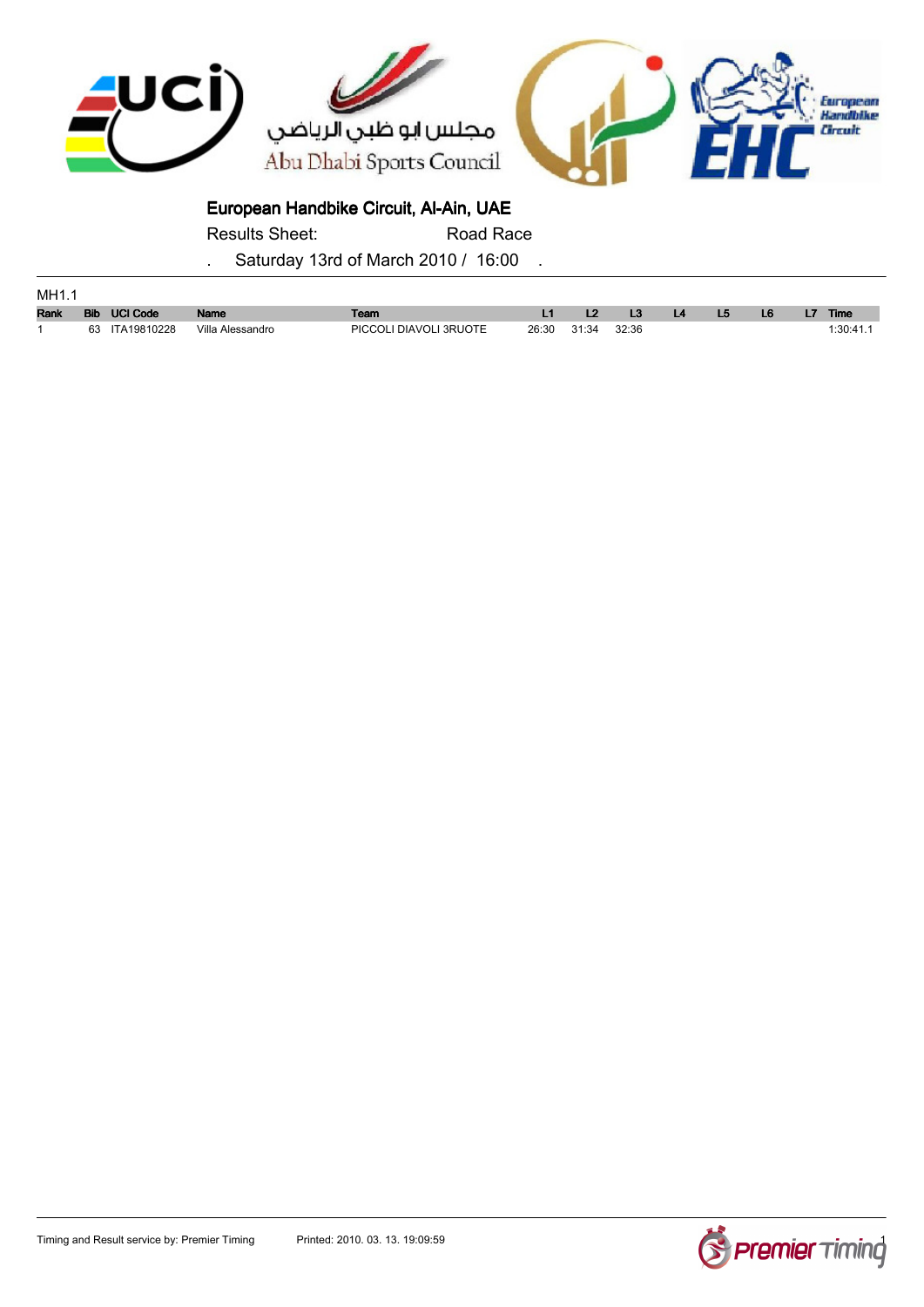## European Handbike Circuit, Al-Ain, UAE

Results Sheet: Road Race

. Saturday 13rd of March 2010 / 16:00 .

MH1.1

| Rank | Bib | UCI Code | Name | Team | L1 | L2 | L3 | L4 | L5 | L6 | L7 | Time |
|---|---|---|---|---|---|---|---|---|---|---|---|---|
| 1 | 63 | ITA19810228 | Villa Alessandro | PICCOLI DIAVOLI 3RUOTE | 26:30 | 31:34 | 32:36 | | | | | 1:30:41.1 |

Timing and Result service by: Premier Timing    Printed: 2010. 03. 13. 19:09:59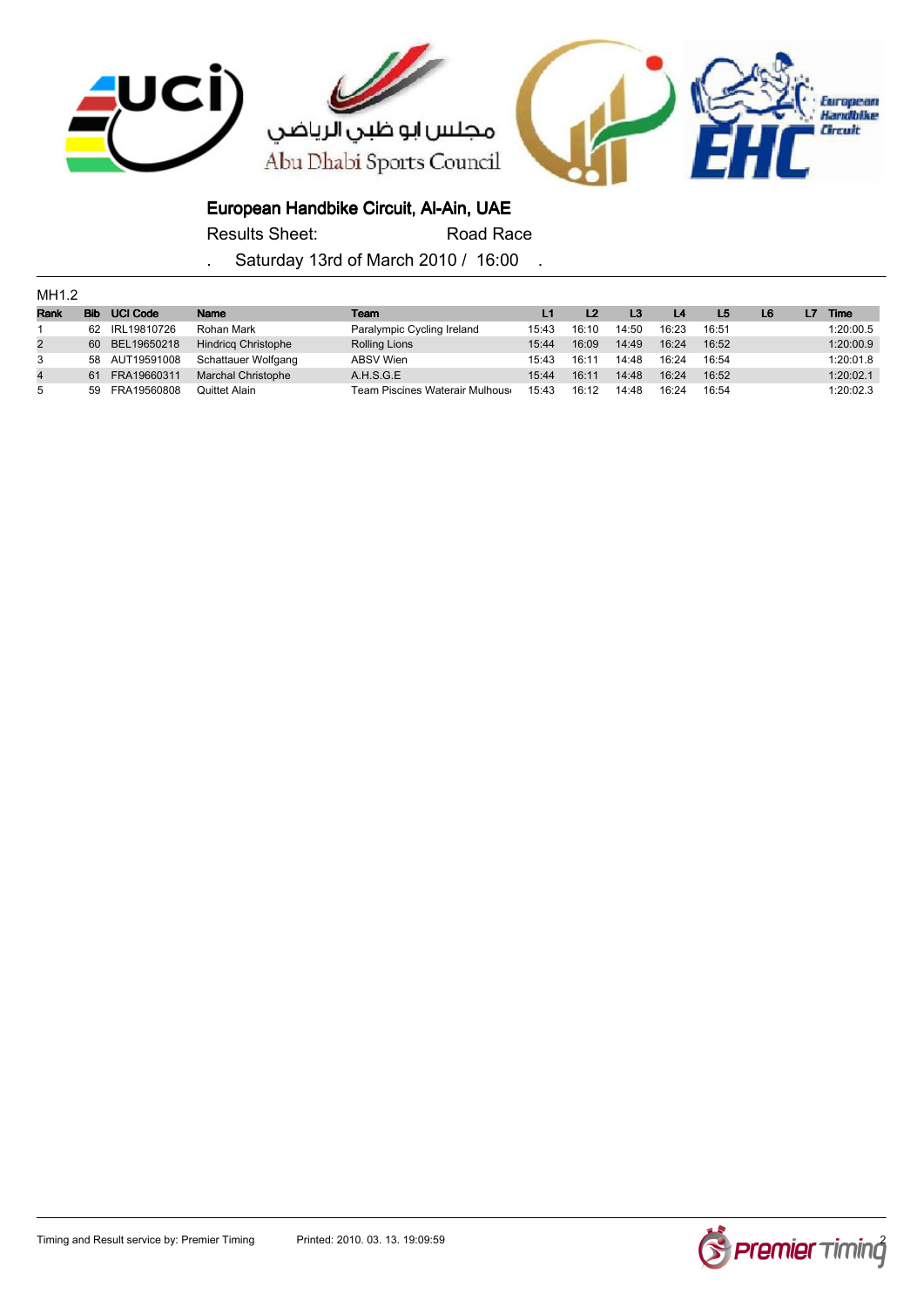# European Handbike Circuit, Al-Ain, UAE

Results Sheet: Road Race

. Saturday 13rd of March 2010 / 16:00 .

MH1.2

| Rank | Bib | UCI Code | Name | Team | L1 | L2 | L3 | L4 | L5 | L6 | L7 | Time |
|---|---|---|---|---|---|---|---|---|---|---|---|---|
| 1 | 62 | IRL19810726 | Rohan Mark | Paralympic Cycling Ireland | 15:43 | 16:10 | 14:50 | 16:23 | 16:51 | | | 1:20:00.5 |
| 2 | 60 | BEL19650218 | Hindricq Christophe | Rolling Lions | 15:44 | 16:09 | 14:49 | 16:24 | 16:52 | | | 1:20:00.9 |
| 3 | 58 | AUT19591008 | Schattauer Wolfgang | ABSV Wien | 15:43 | 16:11 | 14:48 | 16:24 | 16:54 | | | 1:20:01.8 |
| 4 | 61 | FRA19660311 | Marchal Christophe | A.H.S.G.E | 15:44 | 16:11 | 14:48 | 16:24 | 16:52 | | | 1:20:02.1 |
| 5 | 59 | FRA19560808 | Quittet Alain | Team Piscines Waterair Mulhouse | 15:43 | 16:12 | 14:48 | 16:24 | 16:54 | | | 1:20:02.3 |

Timing and Result service by: Premier Timing Printed: 2010. 03. 13. 19:09:59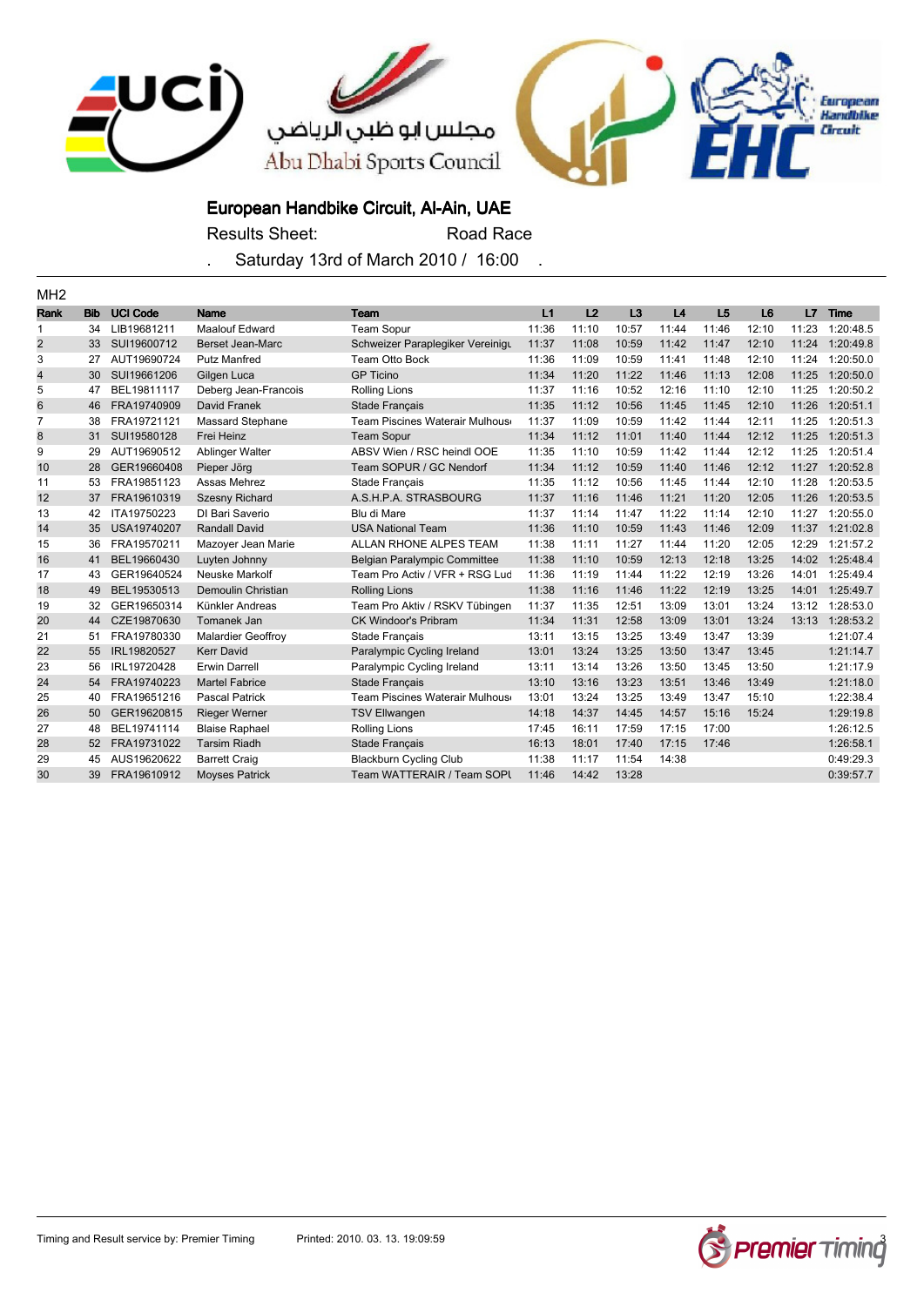مجلس ابو ظبي الرياضي
Abu Dhabi Sports Council

European Handbike Circuit

## European Handbike Circuit, Al-Ain, UAE

Results Sheet: Road Race

. Saturday 13rd of March 2010 / 16:00 .

MH2

| Rank | Bib | UCI Code | Name | Team | L1 | L2 | L3 | L4 | L5 | L6 | L7 | Time |
|---|---|---|---|---|---|---|---|---|---|---|---|---|
| 1 | 34 | LIB19681211 | Maalouf Edward | Team Sopur | 11:36 | 11:10 | 10:57 | 11:44 | 11:46 | 12:10 | 11:23 | 1:20:48.5 |
| 2 | 33 | SUI19600712 | Berset Jean-Marc | Schweizer Paraplegiker Vereinigu | 11:37 | 11:08 | 10:59 | 11:42 | 11:47 | 12:10 | 11:24 | 1:20:49.8 |
| 3 | 27 | AUT19690724 | Putz Manfred | Team Otto Bock | 11:36 | 11:09 | 10:59 | 11:41 | 11:48 | 12:10 | 11:24 | 1:20:50.0 |
| 4 | 30 | SUI19661206 | Gilgen Luca | GP Ticino | 11:34 | 11:20 | 11:22 | 11:46 | 11:13 | 12:08 | 11:25 | 1:20:50.0 |
| 5 | 47 | BEL19811117 | Deberg Jean-Francois | Rolling Lions | 11:37 | 11:16 | 10:52 | 12:16 | 11:10 | 12:10 | 11:25 | 1:20:50.2 |
| 6 | 46 | FRA19740909 | David Franek | Stade Français | 11:35 | 11:12 | 10:56 | 11:45 | 11:45 | 12:10 | 11:26 | 1:20:51.1 |
| 7 | 38 | FRA19721121 | Massard Stephane | Team Piscines Waterair Mulhous | 11:37 | 11:09 | 10:59 | 11:42 | 11:44 | 12:11 | 11:25 | 1:20:51.3 |
| 8 | 31 | SUI19580128 | Frei Heinz | Team Sopur | 11:34 | 11:12 | 11:01 | 11:40 | 11:44 | 12:12 | 11:25 | 1:20:51.3 |
| 9 | 29 | AUT19690512 | Ablinger Walter | ABSV Wien / RSC heindl OOE | 11:35 | 11:10 | 10:59 | 11:42 | 11:44 | 12:12 | 11:25 | 1:20:51.4 |
| 10 | 28 | GER19660408 | Pieper Jörg | Team SOPUR / GC Nendorf | 11:34 | 11:12 | 10:59 | 11:40 | 11:46 | 12:12 | 11:27 | 1:20:52.8 |
| 11 | 53 | FRA19851123 | Assas Mehrez | Stade Français | 11:35 | 11:12 | 10:56 | 11:45 | 11:44 | 12:10 | 11:28 | 1:20:53.5 |
| 12 | 37 | FRA19610319 | Szesny Richard | A.S.H.P.A. STRASBOURG | 11:37 | 11:16 | 11:46 | 11:21 | 11:20 | 12:05 | 11:26 | 1:20:53.5 |
| 13 | 42 | ITA19750223 | DI Bari Saverio | Blu di Mare | 11:37 | 11:14 | 11:47 | 11:22 | 11:14 | 12:10 | 11:27 | 1:20:55.0 |
| 14 | 35 | USA19740207 | Randall David | USA National Team | 11:36 | 11:10 | 10:59 | 11:43 | 11:46 | 12:09 | 11:37 | 1:21:02.8 |
| 15 | 36 | FRA19570211 | Mazoyer Jean Marie | ALLAN RHONE ALPES TEAM | 11:38 | 11:11 | 11:27 | 11:44 | 11:20 | 12:05 | 12:29 | 1:21:57.2 |
| 16 | 41 | BEL19660430 | Luyten Johnny | Belgian Paralympic Committee | 11:38 | 11:10 | 10:59 | 12:13 | 12:18 | 13:25 | 14:02 | 1:25:48.4 |
| 17 | 43 | GER19640524 | Neuske Markolf | Team Pro Activ / VFR + RSG Lud | 11:36 | 11:19 | 11:44 | 11:22 | 12:19 | 13:26 | 14:01 | 1:25:49.4 |
| 18 | 49 | BEL19530513 | Demoulin Christian | Rolling Lions | 11:38 | 11:16 | 11:46 | 11:22 | 12:19 | 13:25 | 14:01 | 1:25:49.7 |
| 19 | 32 | GER19650314 | Künkler Andreas | Team Pro Aktiv / RSKV Tübingen | 11:37 | 11:35 | 12:51 | 13:09 | 13:01 | 13:24 | 13:12 | 1:28:53.0 |
| 20 | 44 | CZE19870630 | Tomanek Jan | CK Windoor's Pribram | 11:34 | 11:31 | 12:58 | 13:09 | 13:01 | 13:24 | 13:13 | 1:28:53.2 |
| 21 | 51 | FRA19780330 | Malardier Geoffroy | Stade Français | 13:11 | 13:15 | 13:25 | 13:49 | 13:47 | 13:39 | | 1:21:07.4 |
| 22 | 55 | IRL19820527 | Kerr David | Paralympic Cycling Ireland | 13:01 | 13:24 | 13:25 | 13:50 | 13:47 | 13:45 | | 1:21:14.7 |
| 23 | 56 | IRL19720428 | Erwin Darrell | Paralympic Cycling Ireland | 13:11 | 13:14 | 13:26 | 13:50 | 13:45 | 13:50 | | 1:21:17.9 |
| 24 | 54 | FRA19740223 | Martel Fabrice | Stade Français | 13:10 | 13:16 | 13:23 | 13:51 | 13:46 | 13:49 | | 1:21:18.0 |
| 25 | 40 | FRA19651216 | Pascal Patrick | Team Piscines Waterair Mulhous | 13:01 | 13:24 | 13:25 | 13:49 | 13:47 | 15:10 | | 1:22:38.4 |
| 26 | 50 | GER19620815 | Rieger Werner | TSV Ellwangen | 14:18 | 14:37 | 14:45 | 14:57 | 15:16 | 15:24 | | 1:29:19.8 |
| 27 | 48 | BEL19741114 | Blaise Raphael | Rolling Lions | 17:45 | 16:11 | 17:59 | 17:15 | 17:00 | | | 1:26:12.5 |
| 28 | 52 | FRA19731022 | Tarsim Riadh | Stade Français | 16:13 | 18:01 | 17:40 | 17:15 | 17:46 | | | 1:26:58.1 |
| 29 | 45 | AUS19620622 | Barrett Craig | Blackburn Cycling Club | 11:38 | 11:17 | 11:54 | 14:38 | | | | 0:49:29.3 |
| 30 | 39 | FRA19610912 | Moyses Patrick | Team WATTERAIR / Team SOPU | 11:46 | 14:42 | 13:28 | | | | | 0:39:57.7 |

Timing and Result service by: Premier Timing    Printed: 2010. 03. 13. 19:09:59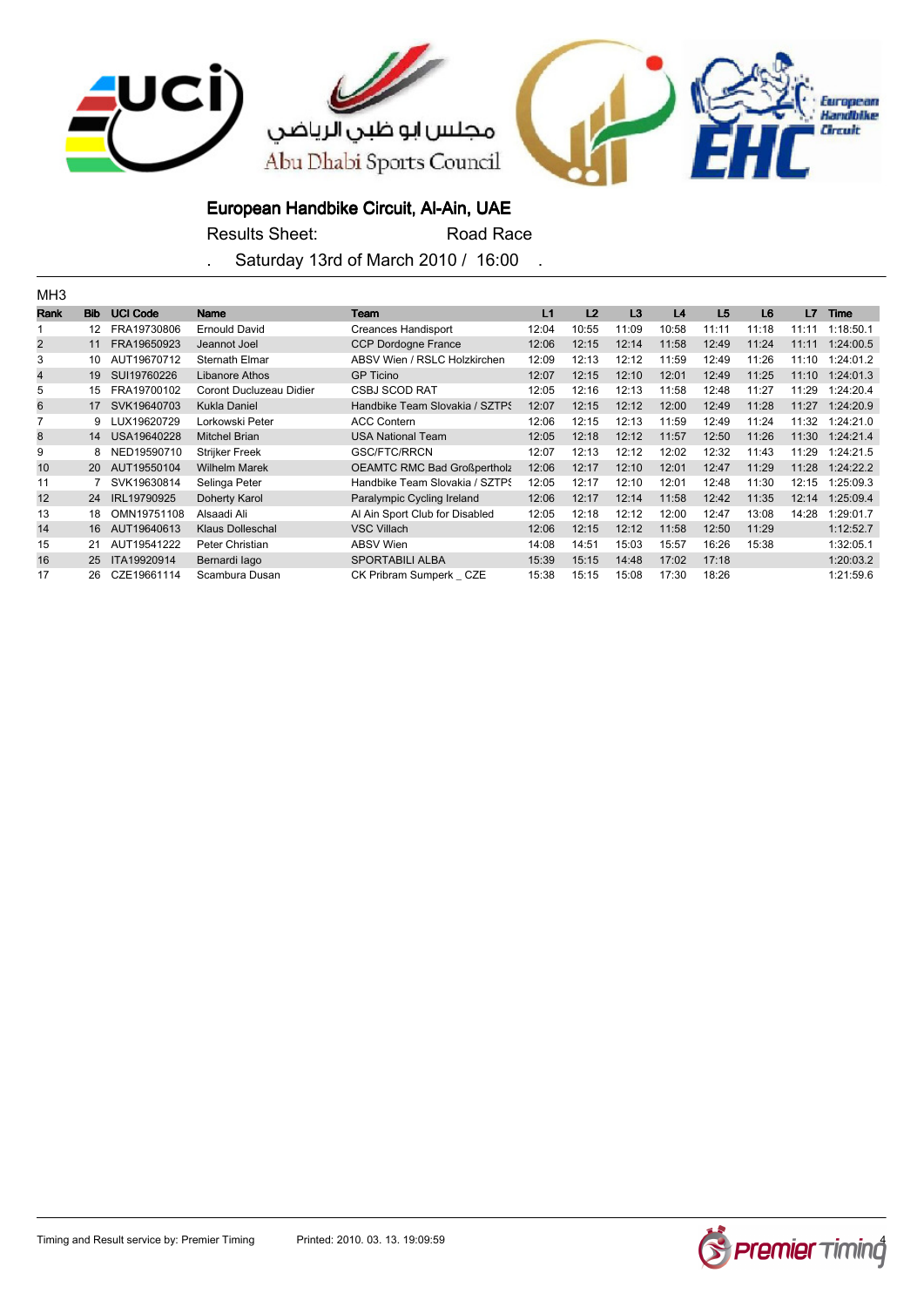مجلس ابو ظبي الرياضي
Abu Dhabi Sports Council

# European Handbike Circuit, Al-Ain, UAE

Results Sheet: Road Race

. Saturday 13rd of March 2010 / 16:00 .

MH3

| Rank | Bib | UCI Code | Name | Team | L1 | L2 | L3 | L4 | L5 | L6 | L7 | Time |
|---|---|---|---|---|---|---|---|---|---|---|---|---|
| 1 | 12 | FRA19730806 | Ernould David | Creances Handisport | 12:04 | 10:55 | 11:09 | 10:58 | 11:11 | 11:18 | 11:11 | 1:18:50.1 |
| 2 | 11 | FRA19650923 | Jeannot Joel | CCP Dordogne France | 12:06 | 12:15 | 12:14 | 11:58 | 12:49 | 11:24 | 11:11 | 1:24:00.5 |
| 3 | 10 | AUT19670712 | Sternath Elmar | ABSV Wien / RSLC Holzkirchen | 12:09 | 12:13 | 12:12 | 11:59 | 12:49 | 11:26 | 11:10 | 1:24:01.2 |
| 4 | 19 | SUI19760226 | Libanore Athos | GP Ticino | 12:07 | 12:15 | 12:10 | 12:01 | 12:49 | 11:25 | 11:10 | 1:24:01.3 |
| 5 | 15 | FRA19700102 | Coront Ducluzeau Didier | CSBJ SCOD RAT | 12:05 | 12:16 | 12:13 | 11:58 | 12:48 | 11:27 | 11:29 | 1:24:20.4 |
| 6 | 17 | SVK19640703 | Kukla Daniel | Handbike Team Slovakia / SZTPS | 12:07 | 12:15 | 12:12 | 12:00 | 12:49 | 11:28 | 11:27 | 1:24:20.9 |
| 7 | 9 | LUX19620729 | Lorkowski Peter | ACC Contern | 12:06 | 12:15 | 12:13 | 11:59 | 12:49 | 11:24 | 11:32 | 1:24:21.0 |
| 8 | 14 | USA19640228 | Mitchel Brian | USA National Team | 12:05 | 12:18 | 12:12 | 11:57 | 12:50 | 11:26 | 11:30 | 1:24:21.4 |
| 9 | 8 | NED19590710 | Strijker Freek | GSC/FTC/RRCN | 12:07 | 12:13 | 12:12 | 12:02 | 12:32 | 11:43 | 11:29 | 1:24:21.5 |
| 10 | 20 | AUT19550104 | Wilhelm Marek | OEAMTC RMC Bad Großpertholz | 12:06 | 12:17 | 12:10 | 12:01 | 12:47 | 11:29 | 11:28 | 1:24:22.2 |
| 11 | 7 | SVK19630814 | Selinga Peter | Handbike Team Slovakia / SZTPS | 12:05 | 12:17 | 12:10 | 12:01 | 12:48 | 11:30 | 12:15 | 1:25:09.3 |
| 12 | 24 | IRL19790925 | Doherty Karol | Paralympic Cycling Ireland | 12:06 | 12:17 | 12:14 | 11:58 | 12:42 | 11:35 | 12:14 | 1:25:09.4 |
| 13 | 18 | OMN19751108 | Alsaadi Ali | Al Ain Sport Club for Disabled | 12:05 | 12:18 | 12:12 | 12:00 | 12:47 | 13:08 | 14:28 | 1:29:01.7 |
| 14 | 16 | AUT19640613 | Klaus Dolleschal | VSC Villach | 12:06 | 12:15 | 12:12 | 11:58 | 12:50 | 11:29 | | 1:12:52.7 |
| 15 | 21 | AUT19541222 | Peter Christian | ABSV Wien | 14:08 | 14:51 | 15:03 | 15:57 | 16:26 | 15:38 | | 1:32:05.1 |
| 16 | 25 | ITA19920914 | Bernardi Iago | SPORTABILI ALBA | 15:39 | 15:15 | 14:48 | 17:02 | 17:18 | | | 1:20:03.2 |
| 17 | 26 | CZE19661114 | Scambura Dusan | CK Pribram Sumperk _ CZE | 15:38 | 15:15 | 15:08 | 17:30 | 18:26 | | | 1:21:59.6 |

Timing and Result service by: Premier Timing    Printed: 2010. 03. 13. 19:09:59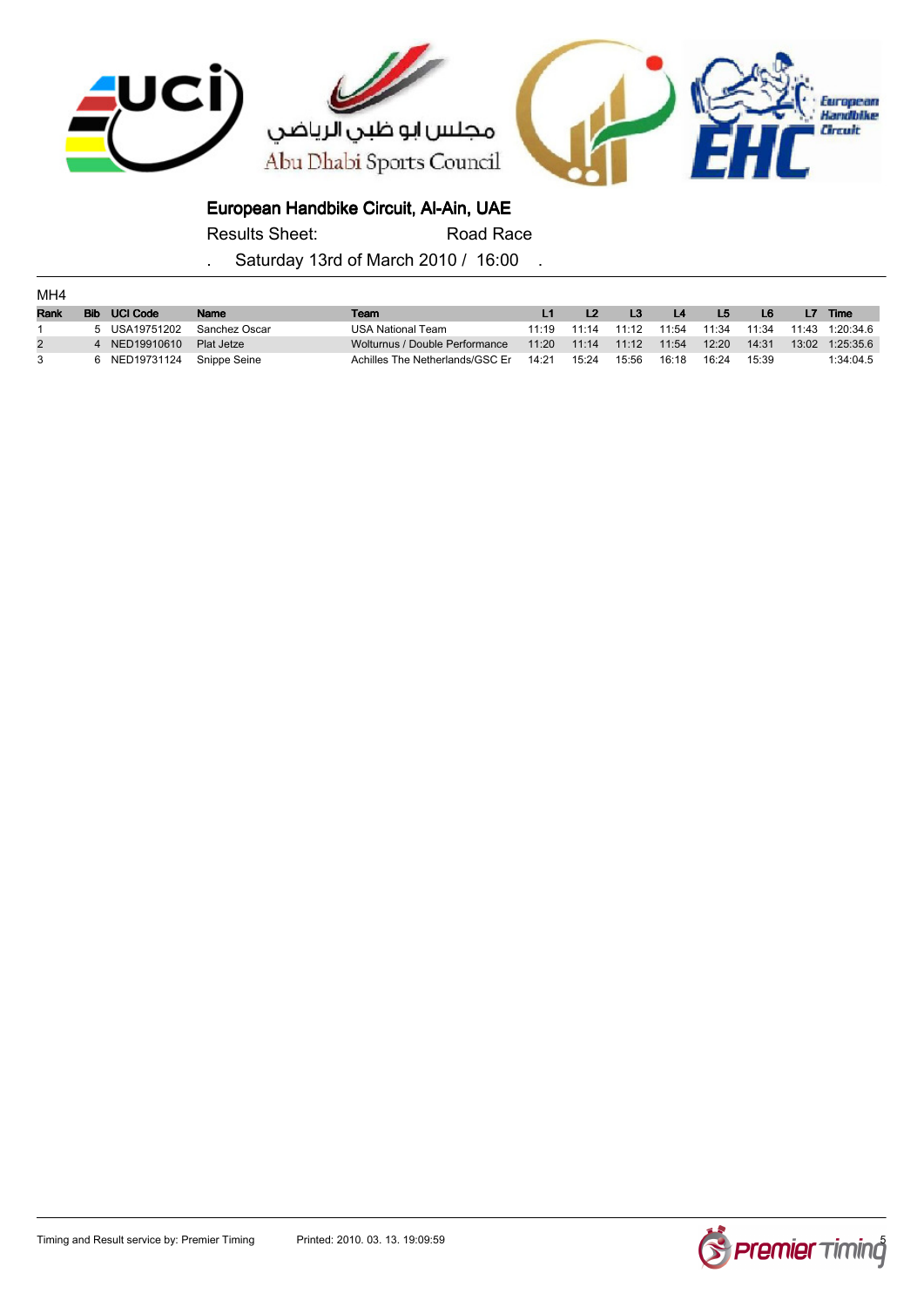مجلس ابو ظبي الرياضي
Abu Dhabi Sports Council

## European Handbike Circuit, Al-Ain, UAE

Results Sheet: Road Race

. Saturday 13rd of March 2010 / 16:00 .

MH4

| Rank | Bib | UCI Code | Name | Team | L1 | L2 | L3 | L4 | L5 | L6 | L7 | Time |
|---|---|---|---|---|---|---|---|---|---|---|---|---|
| 1 | 5 | USA19751202 | Sanchez Oscar | USA National Team | 11:19 | 11:14 | 11:12 | 11:54 | 11:34 | 11:34 | 11:43 | 1:20:34.6 |
| 2 | 4 | NED19910610 | Plat Jetze | Wolturnus / Double Performance | 11:20 | 11:14 | 11:12 | 11:54 | 12:20 | 14:31 | 13:02 | 1:25:35.6 |
| 3 | 6 | NED19731124 | Snippe Seine | Achilles The Netherlands/GSC Er | 14:21 | 15:24 | 15:56 | 16:18 | 16:24 | 15:39 | | 1:34:04.5 |

Timing and Result service by: Premier Timing    Printed: 2010. 03. 13. 19:09:59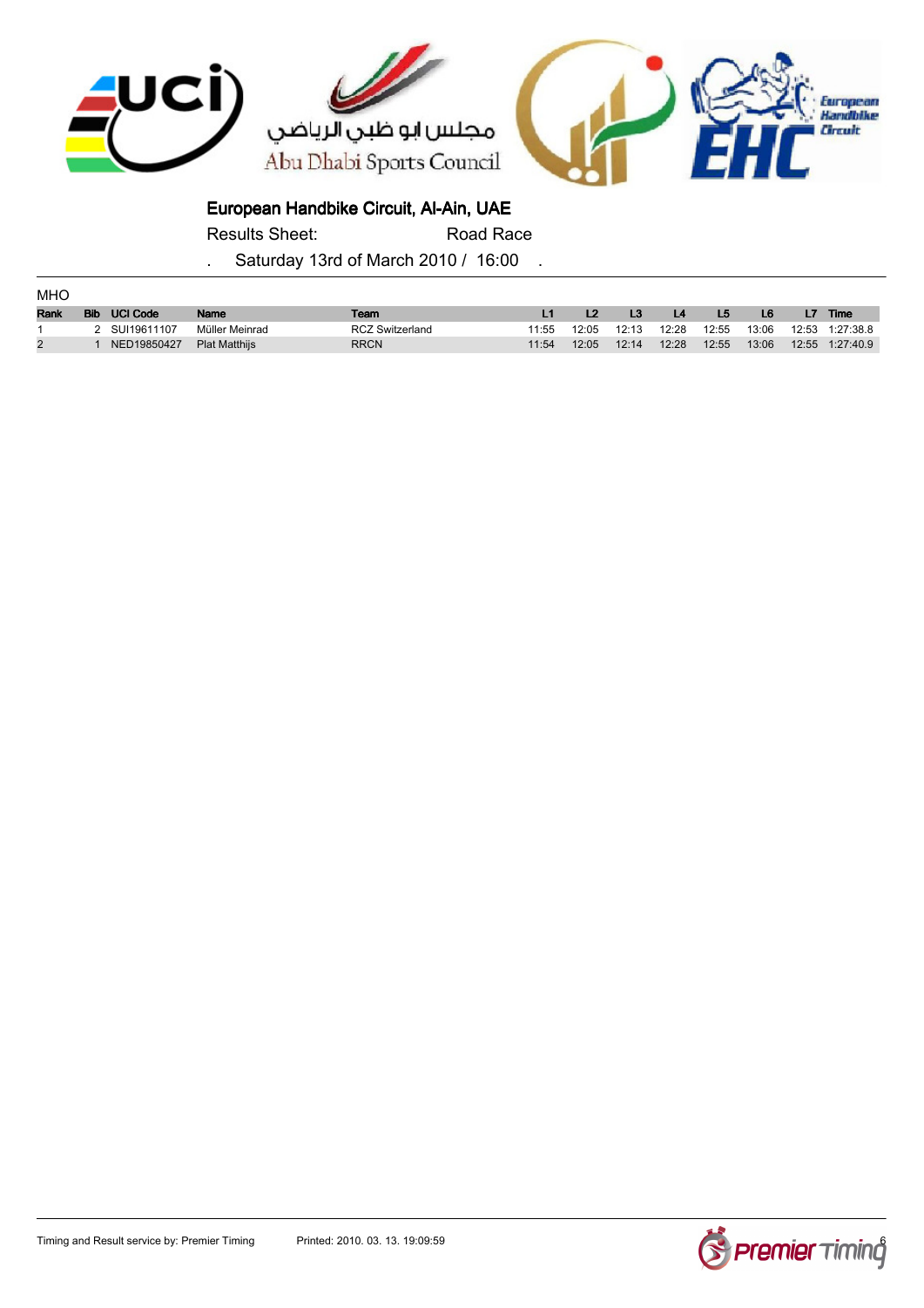مجلس ابو ظبي الرياضي

Abu Dhabi Sports Council

## European Handbike Circuit, Al-Ain, UAE

Results Sheet: Road Race

. Saturday 13rd of March 2010 / 16:00 .

MHO

| Rank | Bib | UCI Code | Name | Team | L1 | L2 | L3 | L4 | L5 | L6 | L7 | Time |
|---|---|---|---|---|---|---|---|---|---|---|---|---|
| 1 | 2 | SUI19611107 | Müller Meinrad | RCZ Switzerland | 11:55 | 12:05 | 12:13 | 12:28 | 12:55 | 13:06 | 12:53 | 1:27:38.8 |
| 2 | 1 | NED19850427 | Plat Matthijs | RRCN | 11:54 | 12:05 | 12:14 | 12:28 | 12:55 | 13:06 | 12:55 | 1:27:40.9 |

Timing and Result service by: Premier Timing Printed: 2010. 03. 13. 19:09:59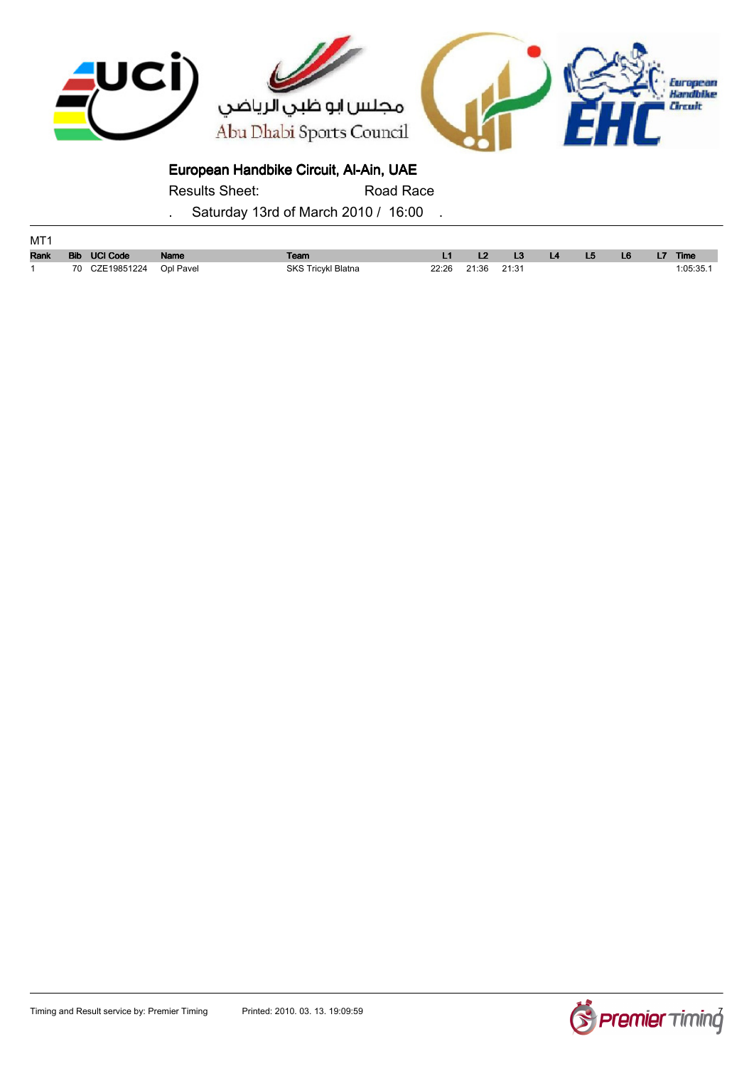مجلس ابو ظبي الرياضي
Abu Dhabi Sports Council

European Handbike Circuit

# European Handbike Circuit, Al-Ain, UAE

Results Sheet: Road Race

. Saturday 13rd of March 2010 / 16:00 .

MT1

| Rank | Bib | UCI Code | Name | Team | L1 | L2 | L3 | L4 | L5 | L6 | L7 | Time |
|---|---|---|---|---|---|---|---|---|---|---|---|---|
| 1 | 70 | CZE19851224 | Opl Pavel | SKS Tricykl Blatna | 22:26 | 21:36 | 21:31 | | | | | 1:05:35.1 |

Timing and Result service by: Premier Timing Printed: 2010. 03. 13. 19:09:59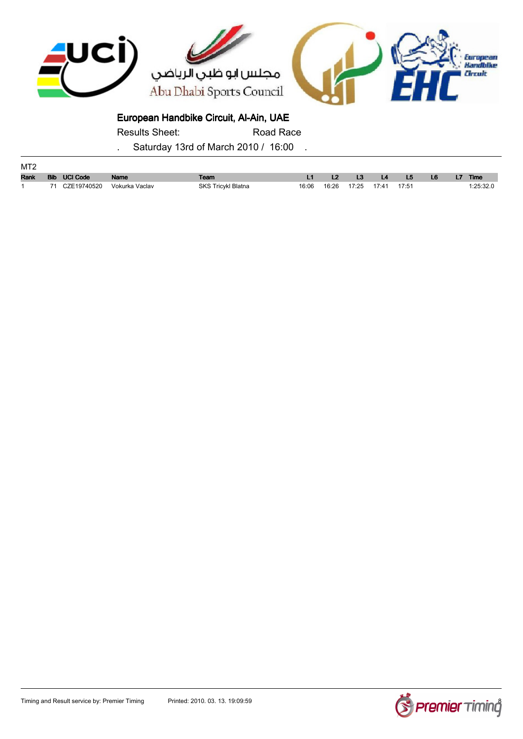مجلس ابو ظبي الرياضي

Abu Dhabi Sports Council

## European Handbike Circuit, Al-Ain, UAE

Results Sheet: Road Race

. Saturday 13rd of March 2010 / 16:00 .

MT2

| Rank | Bib | UCI Code | Name | Team | L1 | L2 | L3 | L4 | L5 | L6 | L7 | Time |
|---|---|---|---|---|---|---|---|---|---|---|---|---|
| 1 | 71 | CZE19740520 | Vokurka Vaclav | SKS Tricykl Blatna | 16:06 | 16:26 | 17:25 | 17:41 | 17:51 | | | 1:25:32.0 |

Timing and Result service by: Premier Timing    Printed: 2010. 03. 13. 19:09:59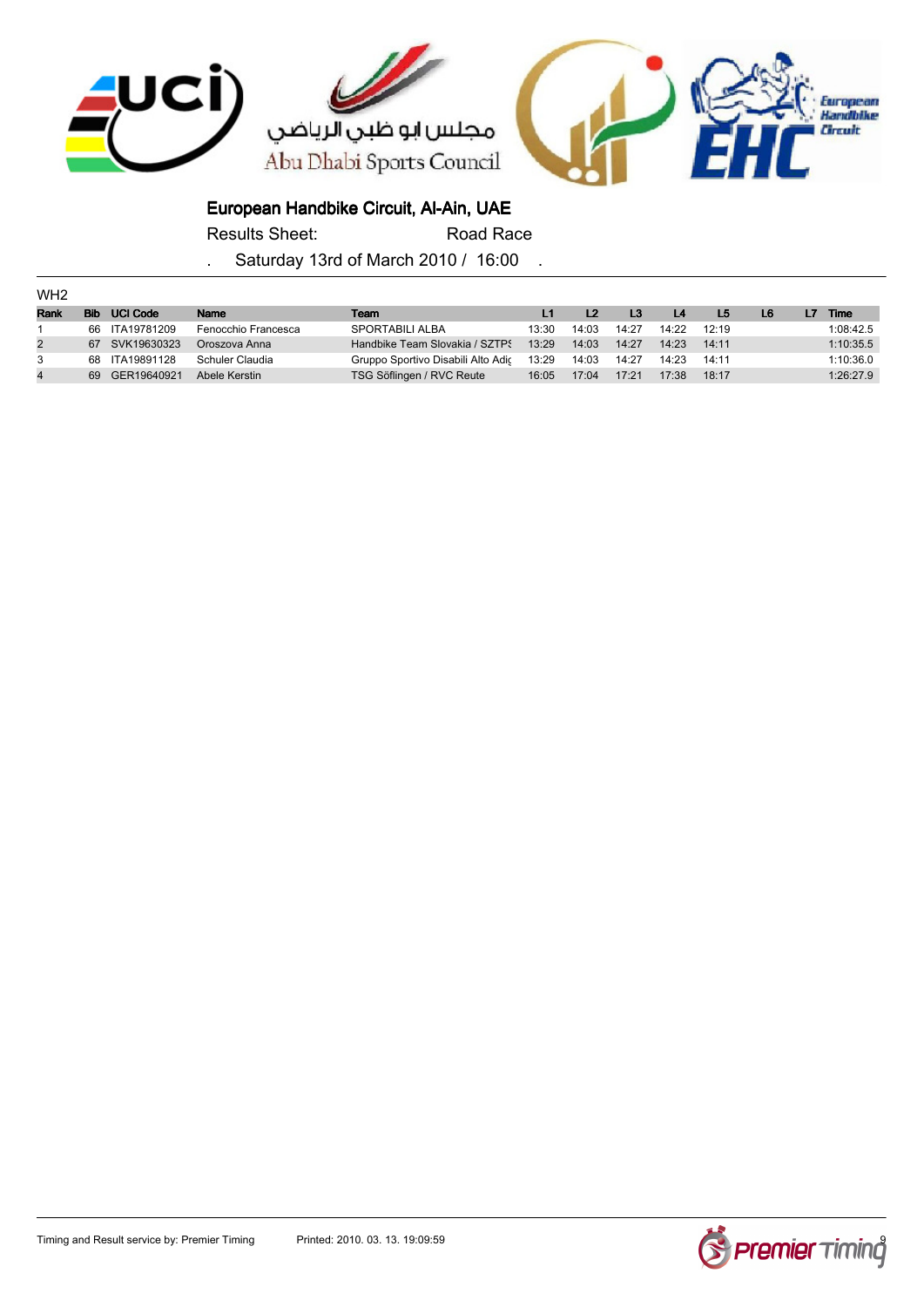مجلس ابو ظبي الرياضي

Abu Dhabi Sports Council

European Handbike Circuit

## European Handbike Circuit, Al-Ain, UAE

Results Sheet: Road Race

. Saturday 13rd of March 2010 / 16:00 .

WH2

| Rank | Bib | UCI Code | Name | Team | L1 | L2 | L3 | L4 | L5 | L6 | L7 | Time |
|---|---|---|---|---|---|---|---|---|---|---|---|---|
| 1 | 66 | ITA19781209 | Fenocchio Francesca | SPORTABILI ALBA | 13:30 | 14:03 | 14:27 | 14:22 | 12:19 | | | 1:08:42.5 |
| 2 | 67 | SVK19630323 | Oroszova Anna | Handbike Team Slovakia / SZTPS | 13:29 | 14:03 | 14:27 | 14:23 | 14:11 | | | 1:10:35.5 |
| 3 | 68 | ITA19891128 | Schuler Claudia | Gruppo Sportivo Disabili Alto Adig | 13:29 | 14:03 | 14:27 | 14:23 | 14:11 | | | 1:10:36.0 |
| 4 | 69 | GER19640921 | Abele Kerstin | TSG Söflingen / RVC Reute | 16:05 | 17:04 | 17:21 | 17:38 | 18:17 | | | 1:26:27.9 |

Timing and Result service by: Premier Timing Printed: 2010. 03. 13. 19:09:59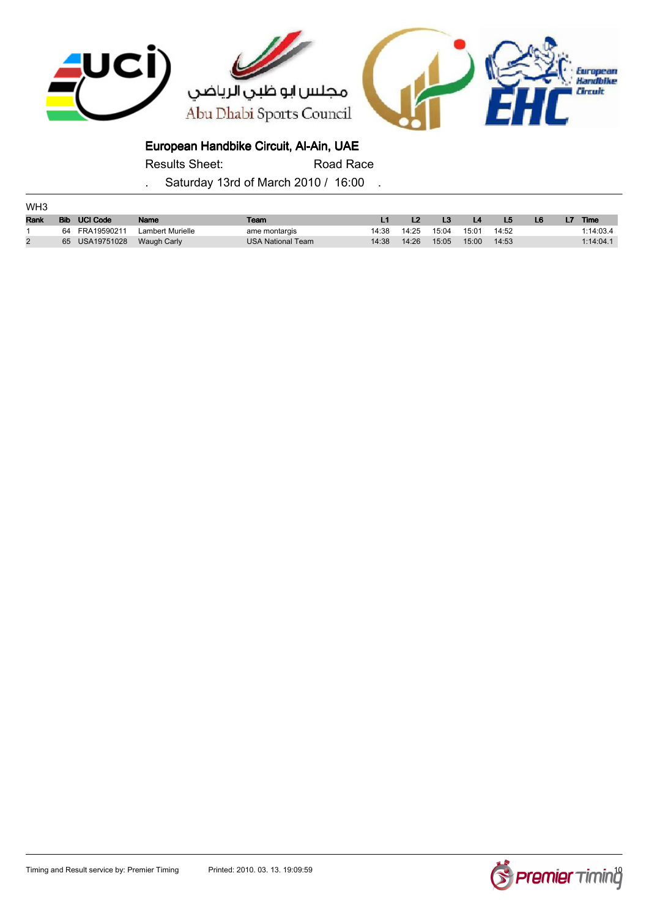## European Handbike Circuit, Al-Ain, UAE

Results Sheet: Road Race

. Saturday 13rd of March 2010 / 16:00 .

WH3

| Rank | Bib | UCI Code | Name | Team | L1 | L2 | L3 | L4 | L5 | L6 | L7 | Time |
|---|---|---|---|---|---|---|---|---|---|---|---|---|
| 1 | 64 | FRA19590211 | Lambert Murielle | ame montargis | 14:38 | 14:25 | 15:04 | 15:01 | 14:52 | | | 1:14:03.4 |
| 2 | 65 | USA19751028 | Waugh Carly | USA National Team | 14:38 | 14:26 | 15:05 | 15:00 | 14:53 | | | 1:14:04.1 |

Timing and Result service by: Premier Timing    Printed: 2010. 03. 13. 19:09:59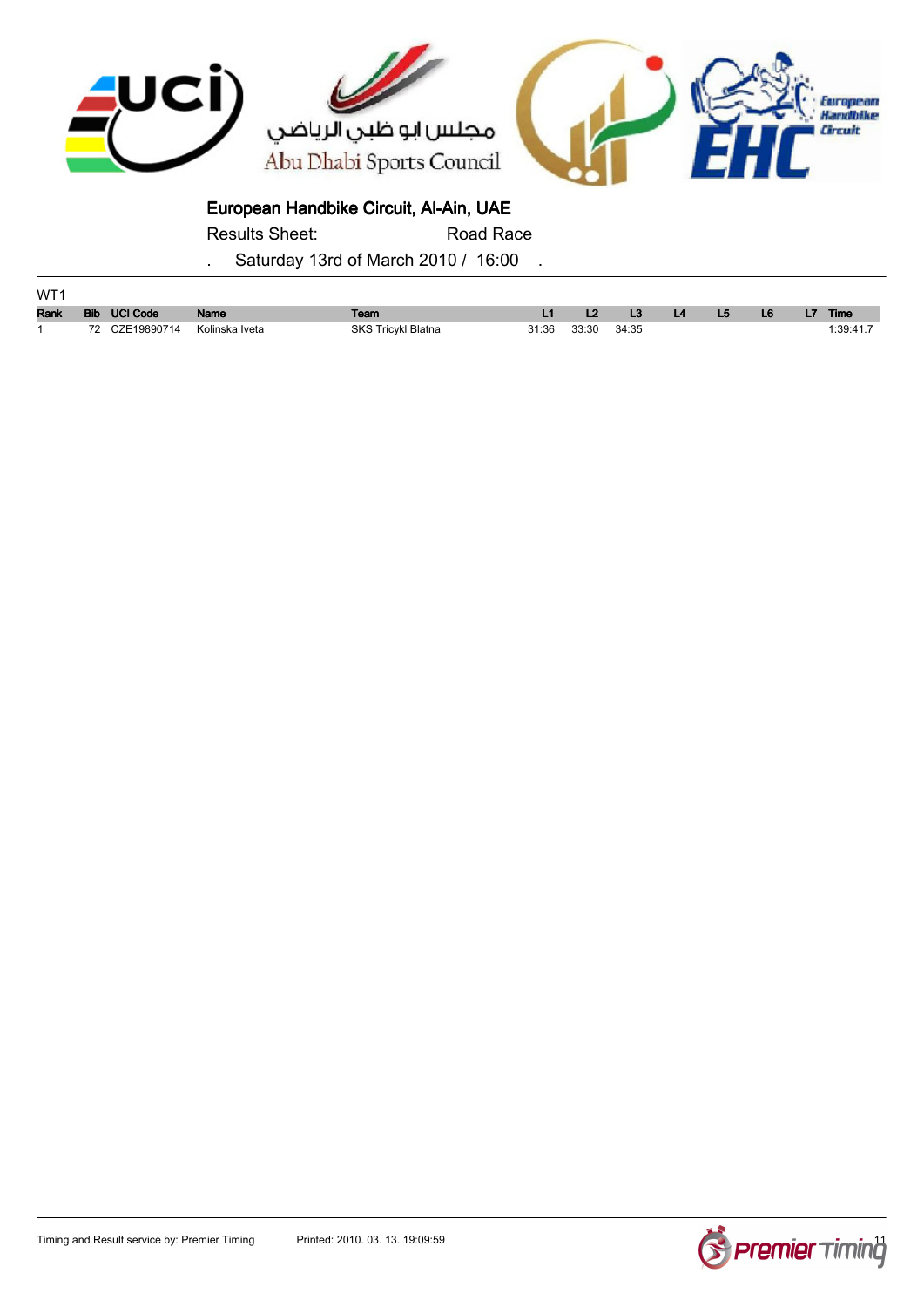مجلس ابو ظبي الرياضي

Abu Dhabi Sports Council

European Handbike Circuit

## European Handbike Circuit, Al-Ain, UAE

Results Sheet: Road Race

. Saturday 13rd of March 2010 / 16:00 .

WT1

| Rank | Bib | UCI Code | Name | Team | L1 | L2 | L3 | L4 | L5 | L6 | L7 | Time |
|---|---|---|---|---|---|---|---|---|---|---|---|---|
| 1 | 72 | CZE19890714 | Kolinska Iveta | SKS Tricykl Blatna | 31:36 | 33:30 | 34:35 | | | | | 1:39:41.7 |

Timing and Result service by: Premier Timing Printed: 2010. 03. 13. 19:09:59